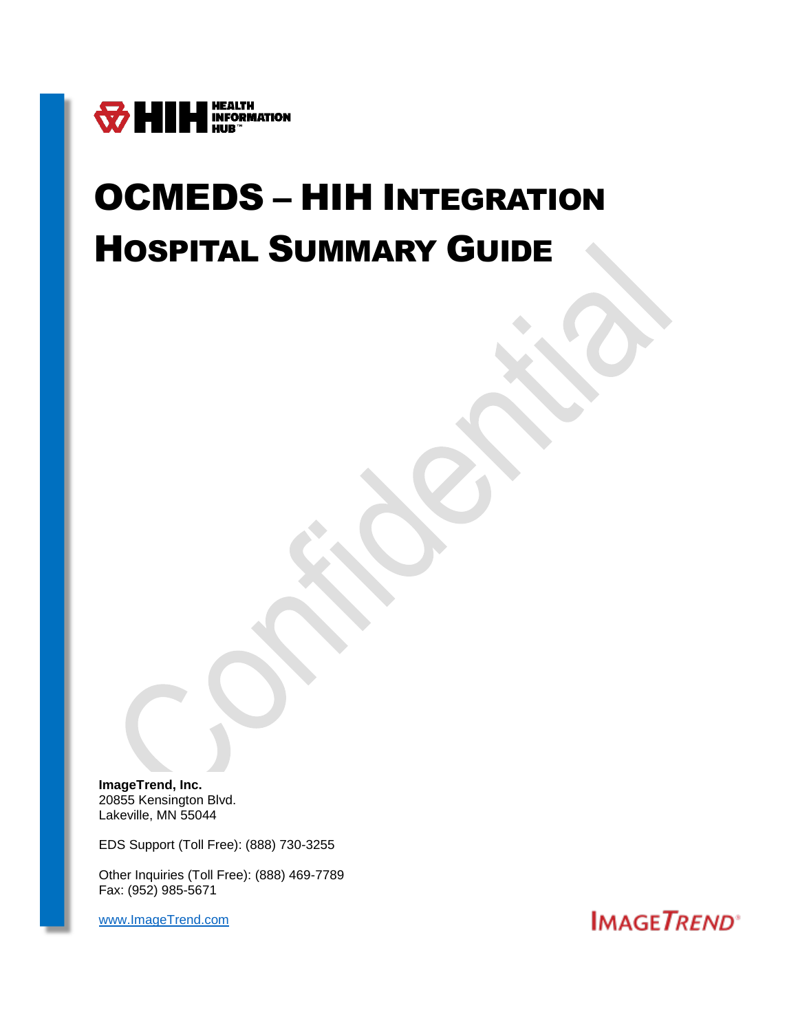HEALTH INFORMATION HUB™

# OCMEDS – HIH Integration Hospital Summary Guide

**ImageTrend, Inc.**
20855 Kensington Blvd.
Lakeville, MN 55044

EDS Support (Toll Free): (888) 730-3255

Other Inquiries (Toll Free): (888) 469-7789
Fax: (952) 985-5671

www.ImageTrend.com

IMAGETREND®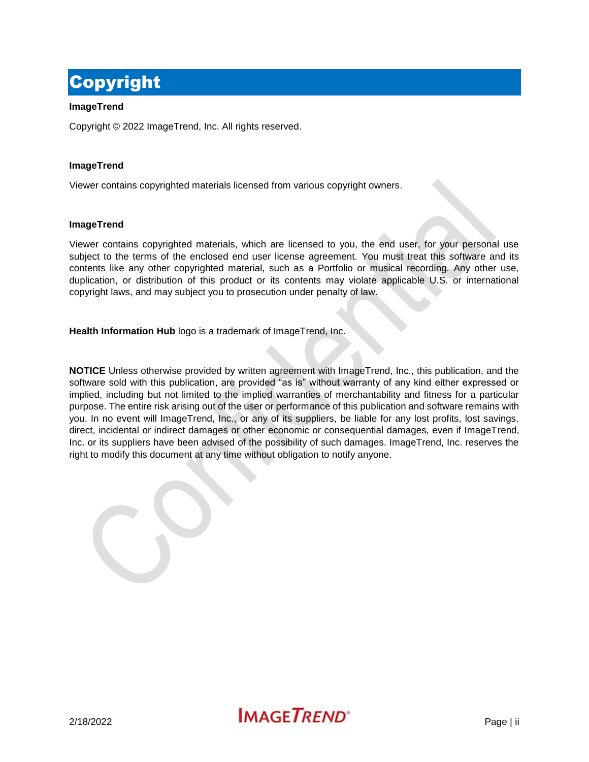# Copyright

**ImageTrend**

Copyright © 2022 ImageTrend, Inc. All rights reserved.

**ImageTrend**

Viewer contains copyrighted materials licensed from various copyright owners.

**ImageTrend**

Viewer contains copyrighted materials, which are licensed to you, the end user, for your personal use subject to the terms of the enclosed end user license agreement. You must treat this software and its contents like any other copyrighted material, such as a Portfolio or musical recording. Any other use, duplication, or distribution of this product or its contents may violate applicable U.S. or international copyright laws, and may subject you to prosecution under penalty of law.

**Health Information Hub** logo is a trademark of ImageTrend, Inc.

**NOTICE** Unless otherwise provided by written agreement with ImageTrend, Inc., this publication, and the software sold with this publication, are provided "as is" without warranty of any kind either expressed or implied, including but not limited to the implied warranties of merchantability and fitness for a particular purpose. The entire risk arising out of the user or performance of this publication and software remains with you. In no event will ImageTrend, Inc., or any of its suppliers, be liable for any lost profits, lost savings, direct, incidental or indirect damages or other economic or consequential damages, even if ImageTrend, Inc. or its suppliers have been advised of the possibility of such damages. ImageTrend, Inc. reserves the right to modify this document at any time without obligation to notify anyone.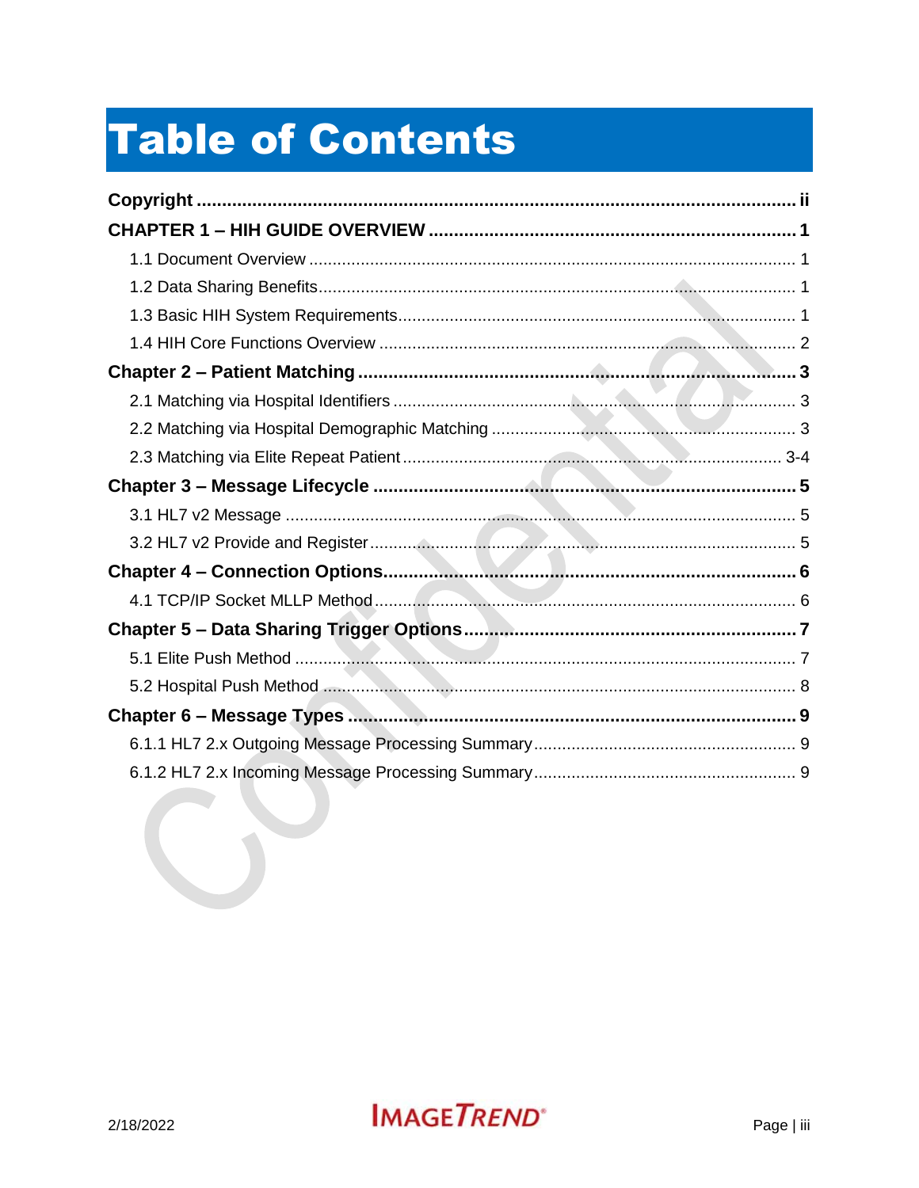# Table of Contents

**Copyright** ........ ii

**CHAPTER 1 – HIH GUIDE OVERVIEW** ........ 1

- 1.1 Document Overview ........ 1
- 1.2 Data Sharing Benefits ........ 1
- 1.3 Basic HIH System Requirements ........ 1
- 1.4 HIH Core Functions Overview ........ 2

**Chapter 2 – Patient Matching** ........ 3

- 2.1 Matching via Hospital Identifiers ........ 3
- 2.2 Matching via Hospital Demographic Matching ........ 3
- 2.3 Matching via Elite Repeat Patient ........ 3-4

**Chapter 3 – Message Lifecycle** ........ 5

- 3.1 HL7 v2 Message ........ 5
- 3.2 HL7 v2 Provide and Register ........ 5

**Chapter 4 – Connection Options** ........ 6

- 4.1 TCP/IP Socket MLLP Method ........ 6

**Chapter 5 – Data Sharing Trigger Options** ........ 7

- 5.1 Elite Push Method ........ 7
- 5.2 Hospital Push Method ........ 8

**Chapter 6 – Message Types** ........ 9

- 6.1.1 HL7 2.x Outgoing Message Processing Summary ........ 9
- 6.1.2 HL7 2.x Incoming Message Processing Summary ........ 9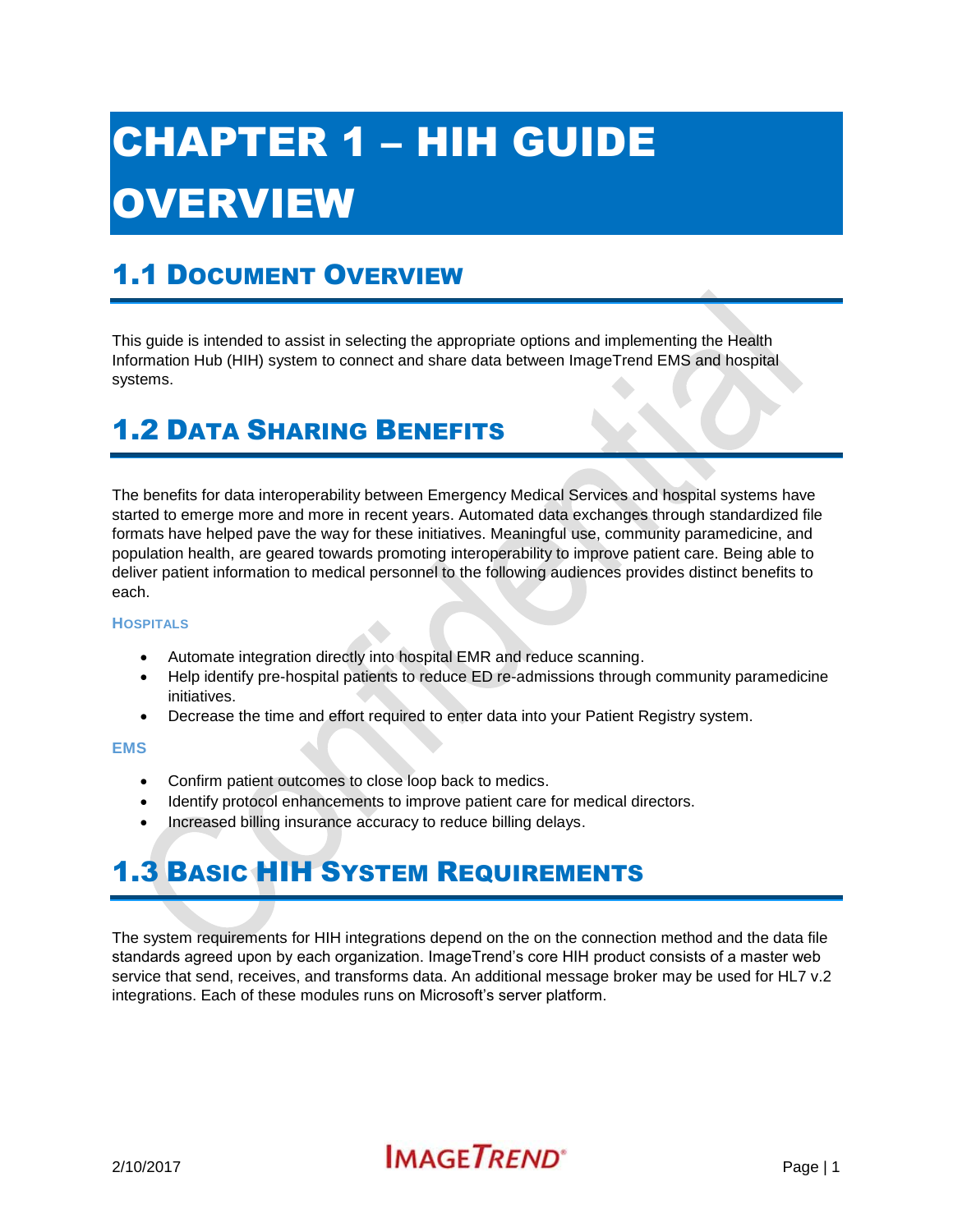# CHAPTER 1 – HIH GUIDE OVERVIEW

## 1.1 Document Overview

This guide is intended to assist in selecting the appropriate options and implementing the Health Information Hub (HIH) system to connect and share data between ImageTrend EMS and hospital systems.

## 1.2 Data Sharing Benefits

The benefits for data interoperability between Emergency Medical Services and hospital systems have started to emerge more and more in recent years. Automated data exchanges through standardized file formats have helped pave the way for these initiatives. Meaningful use, community paramedicine, and population health, are geared towards promoting interoperability to improve patient care. Being able to deliver patient information to medical personnel to the following audiences provides distinct benefits to each.

#### Hospitals

- Automate integration directly into hospital EMR and reduce scanning.
- Help identify pre-hospital patients to reduce ED re-admissions through community paramedicine initiatives.
- Decrease the time and effort required to enter data into your Patient Registry system.

#### EMS

- Confirm patient outcomes to close loop back to medics.
- Identify protocol enhancements to improve patient care for medical directors.
- Increased billing insurance accuracy to reduce billing delays.

## 1.3 Basic HIH System Requirements

The system requirements for HIH integrations depend on the on the connection method and the data file standards agreed upon by each organization. ImageTrend's core HIH product consists of a master web service that send, receives, and transforms data. An additional message broker may be used for HL7 v.2 integrations. Each of these modules runs on Microsoft's server platform.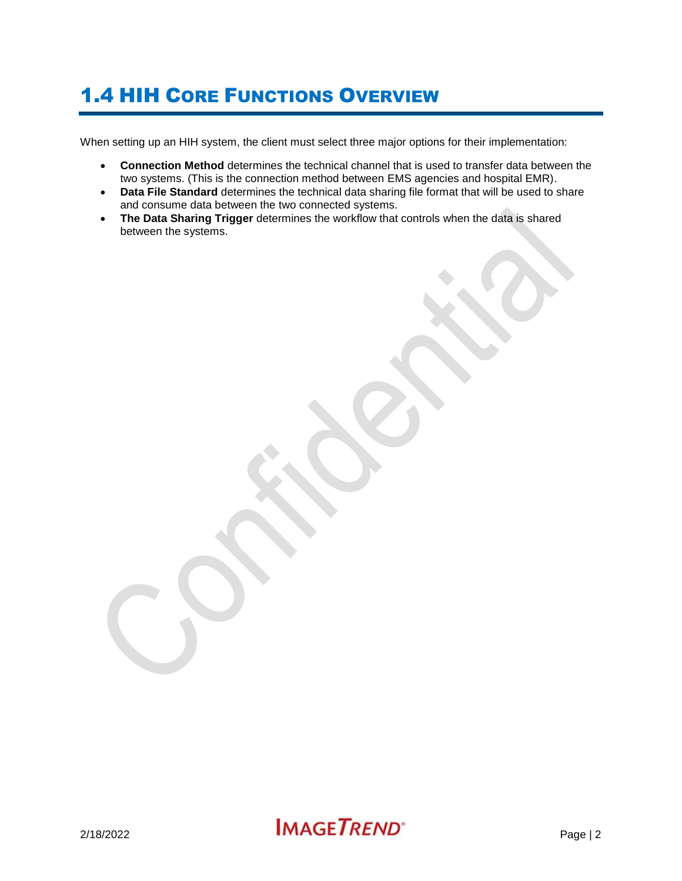# 1.4 HIH Core Functions Overview

When setting up an HIH system, the client must select three major options for their implementation:

- **Connection Method** determines the technical channel that is used to transfer data between the two systems. (This is the connection method between EMS agencies and hospital EMR).
- **Data File Standard** determines the technical data sharing file format that will be used to share and consume data between the two connected systems.
- **The Data Sharing Trigger** determines the workflow that controls when the data is shared between the systems.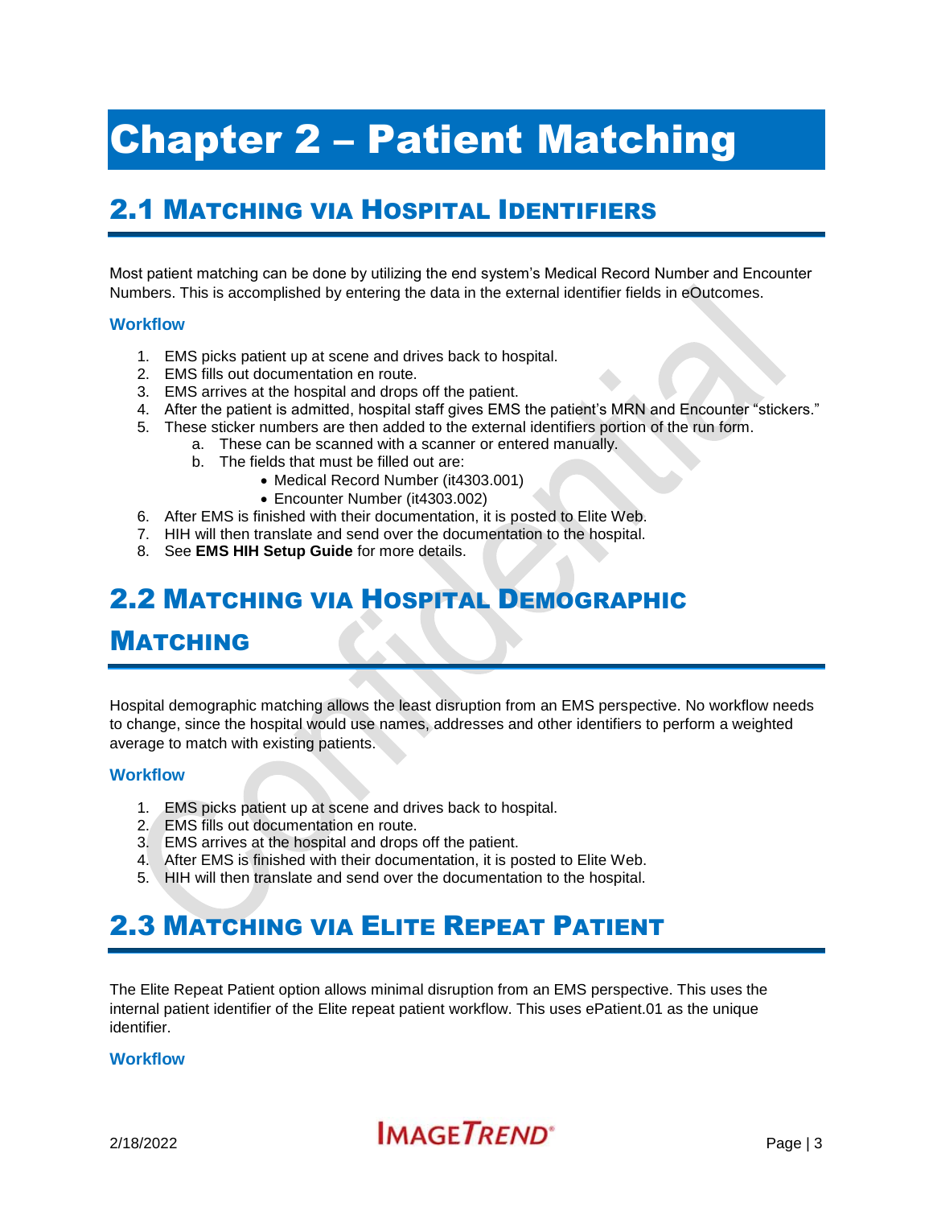# Chapter 2 – Patient Matching

## 2.1 Matching via Hospital Identifiers

Most patient matching can be done by utilizing the end system's Medical Record Number and Encounter Numbers. This is accomplished by entering the data in the external identifier fields in eOutcomes.

### Workflow

1. EMS picks patient up at scene and drives back to hospital.
2. EMS fills out documentation en route.
3. EMS arrives at the hospital and drops off the patient.
4. After the patient is admitted, hospital staff gives EMS the patient's MRN and Encounter "stickers."
5. These sticker numbers are then added to the external identifiers portion of the run form.
   a. These can be scanned with a scanner or entered manually.
   b. The fields that must be filled out are:
      - Medical Record Number (it4303.001)
      - Encounter Number (it4303.002)
6. After EMS is finished with their documentation, it is posted to Elite Web.
7. HIH will then translate and send over the documentation to the hospital.
8. See **EMS HIH Setup Guide** for more details.

## 2.2 Matching via Hospital Demographic Matching

Hospital demographic matching allows the least disruption from an EMS perspective. No workflow needs to change, since the hospital would use names, addresses and other identifiers to perform a weighted average to match with existing patients.

### Workflow

1. EMS picks patient up at scene and drives back to hospital.
2. EMS fills out documentation en route.
3. EMS arrives at the hospital and drops off the patient.
4. After EMS is finished with their documentation, it is posted to Elite Web.
5. HIH will then translate and send over the documentation to the hospital.

## 2.3 Matching via Elite Repeat Patient

The Elite Repeat Patient option allows minimal disruption from an EMS perspective. This uses the internal patient identifier of the Elite repeat patient workflow. This uses ePatient.01 as the unique identifier.

### Workflow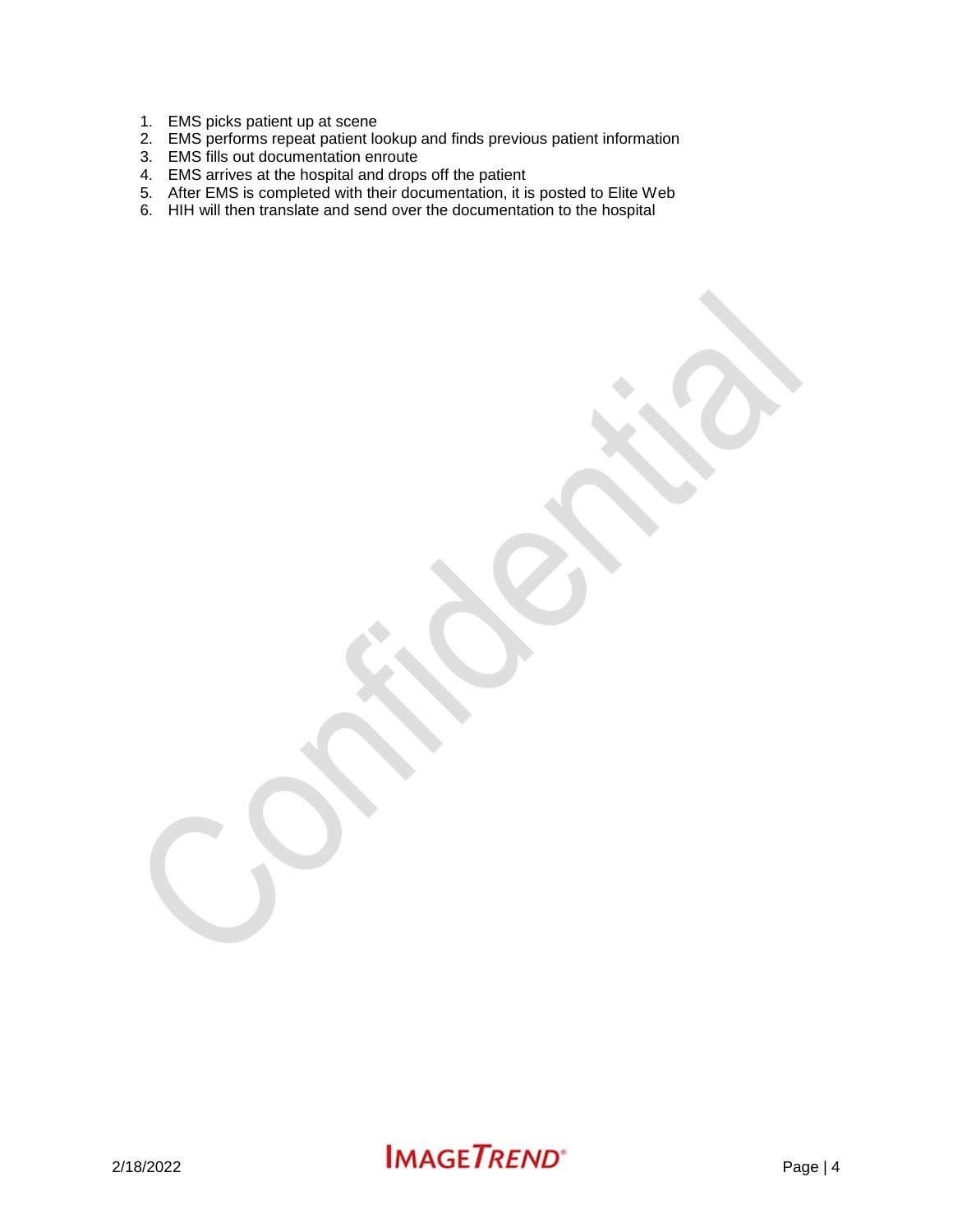1. EMS picks patient up at scene
2. EMS performs repeat patient lookup and finds previous patient information
3. EMS fills out documentation enroute
4. EMS arrives at the hospital and drops off the patient
5. After EMS is completed with their documentation, it is posted to Elite Web
6. HIH will then translate and send over the documentation to the hospital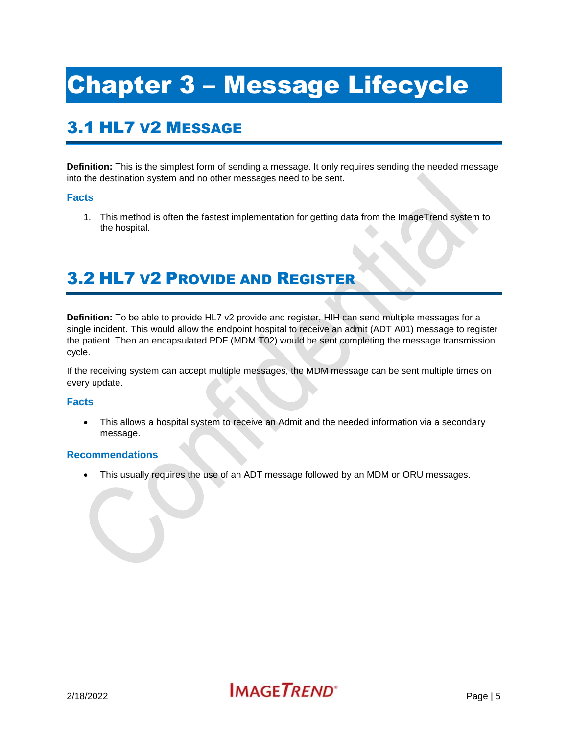# Chapter 3 – Message Lifecycle

## 3.1 HL7 v2 Message

**Definition:** This is the simplest form of sending a message. It only requires sending the needed message into the destination system and no other messages need to be sent.

### Facts

1. This method is often the fastest implementation for getting data from the ImageTrend system to the hospital.

## 3.2 HL7 v2 Provide and Register

**Definition:** To be able to provide HL7 v2 provide and register, HIH can send multiple messages for a single incident. This would allow the endpoint hospital to receive an admit (ADT A01) message to register the patient. Then an encapsulated PDF (MDM T02) would be sent completing the message transmission cycle.

If the receiving system can accept multiple messages, the MDM message can be sent multiple times on every update.

### Facts

- This allows a hospital system to receive an Admit and the needed information via a secondary message.

### Recommendations

- This usually requires the use of an ADT message followed by an MDM or ORU messages.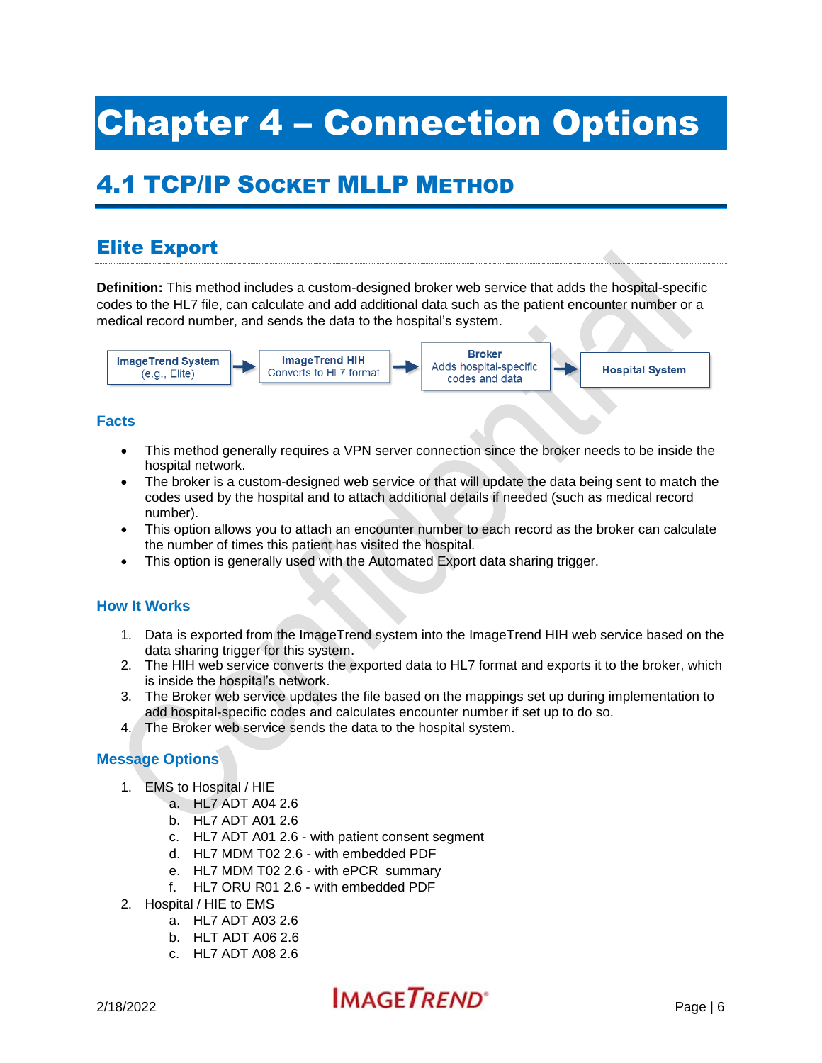# Chapter 4 – Connection Options

## 4.1 TCP/IP Socket MLLP Method

### Elite Export

**Definition:** This method includes a custom-designed broker web service that adds the hospital-specific codes to the HL7 file, can calculate and add additional data such as the patient encounter number or a medical record number, and sends the data to the hospital's system.

**ImageTrend System** (e.g., Elite) → **ImageTrend HIH** Converts to HL7 format → **Broker** Adds hospital-specific codes and data → **Hospital System**

#### Facts

- This method generally requires a VPN server connection since the broker needs to be inside the hospital network.
- The broker is a custom-designed web service or that will update the data being sent to match the codes used by the hospital and to attach additional details if needed (such as medical record number).
- This option allows you to attach an encounter number to each record as the broker can calculate the number of times this patient has visited the hospital.
- This option is generally used with the Automated Export data sharing trigger.

#### How It Works

1. Data is exported from the ImageTrend system into the ImageTrend HIH web service based on the data sharing trigger for this system.
2. The HIH web service converts the exported data to HL7 format and exports it to the broker, which is inside the hospital's network.
3. The Broker web service updates the file based on the mappings set up during implementation to add hospital-specific codes and calculates encounter number if set up to do so.
4. The Broker web service sends the data to the hospital system.

#### Message Options

1. EMS to Hospital / HIE
   a. HL7 ADT A04 2.6
   b. HL7 ADT A01 2.6
   c. HL7 ADT A01 2.6 - with patient consent segment
   d. HL7 MDM T02 2.6 - with embedded PDF
   e. HL7 MDM T02 2.6 - with ePCR summary
   f. HL7 ORU R01 2.6 - with embedded PDF
2. Hospital / HIE to EMS
   a. HL7 ADT A03 2.6
   b. HLT ADT A06 2.6
   c. HL7 ADT A08 2.6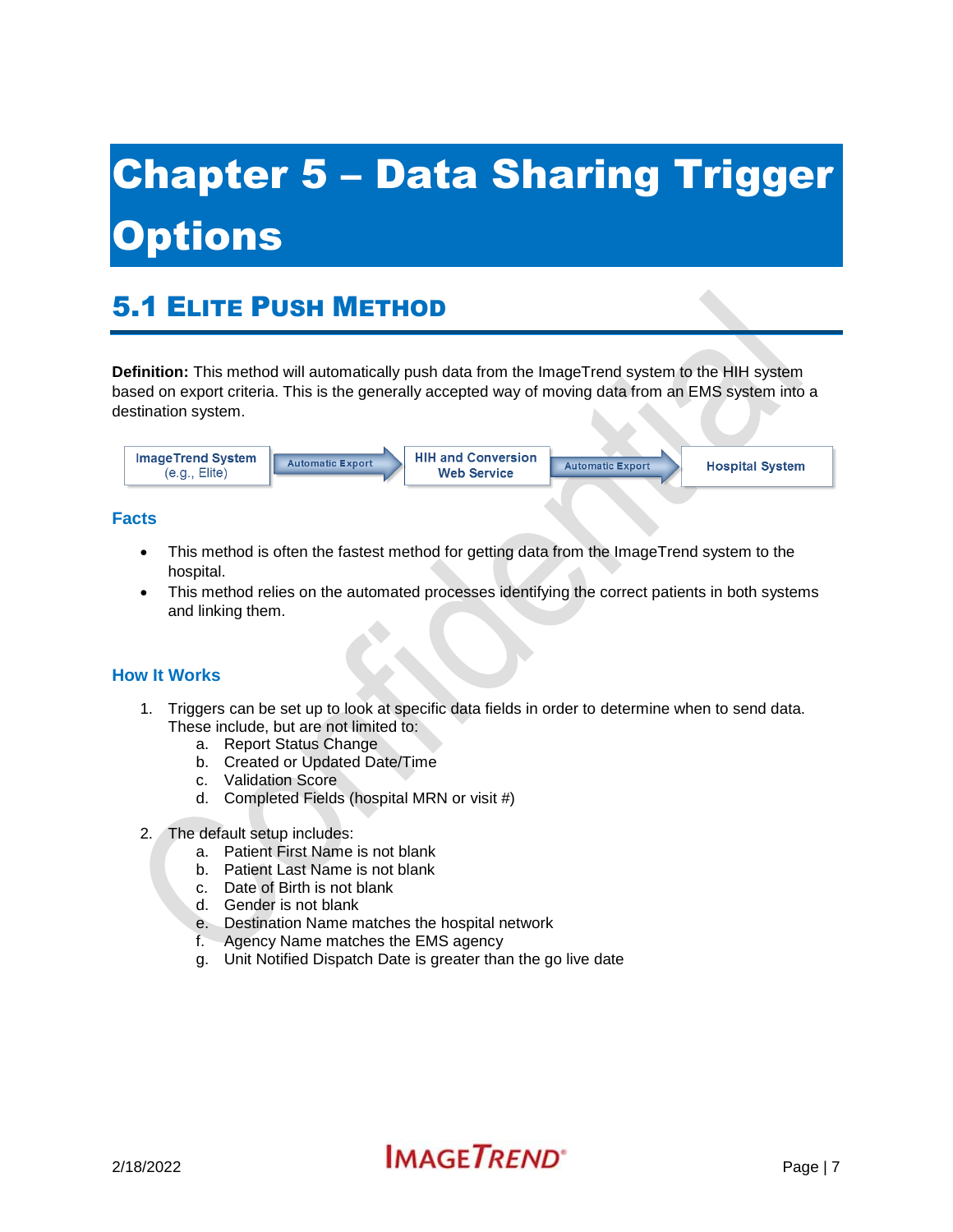# Chapter 5 – Data Sharing Trigger Options

## 5.1 Elite Push Method

**Definition:** This method will automatically push data from the ImageTrend system to the HIH system based on export criteria. This is the generally accepted way of moving data from an EMS system into a destination system.

ImageTrend System (e.g., Elite) → Automatic Export → HIH and Conversion Web Service → Automatic Export → Hospital System

### Facts

- This method is often the fastest method for getting data from the ImageTrend system to the hospital.
- This method relies on the automated processes identifying the correct patients in both systems and linking them.

### How It Works

1. Triggers can be set up to look at specific data fields in order to determine when to send data. These include, but are not limited to:
   a. Report Status Change
   b. Created or Updated Date/Time
   c. Validation Score
   d. Completed Fields (hospital MRN or visit #)

2. The default setup includes:
   a. Patient First Name is not blank
   b. Patient Last Name is not blank
   c. Date of Birth is not blank
   d. Gender is not blank
   e. Destination Name matches the hospital network
   f. Agency Name matches the EMS agency
   g. Unit Notified Dispatch Date is greater than the go live date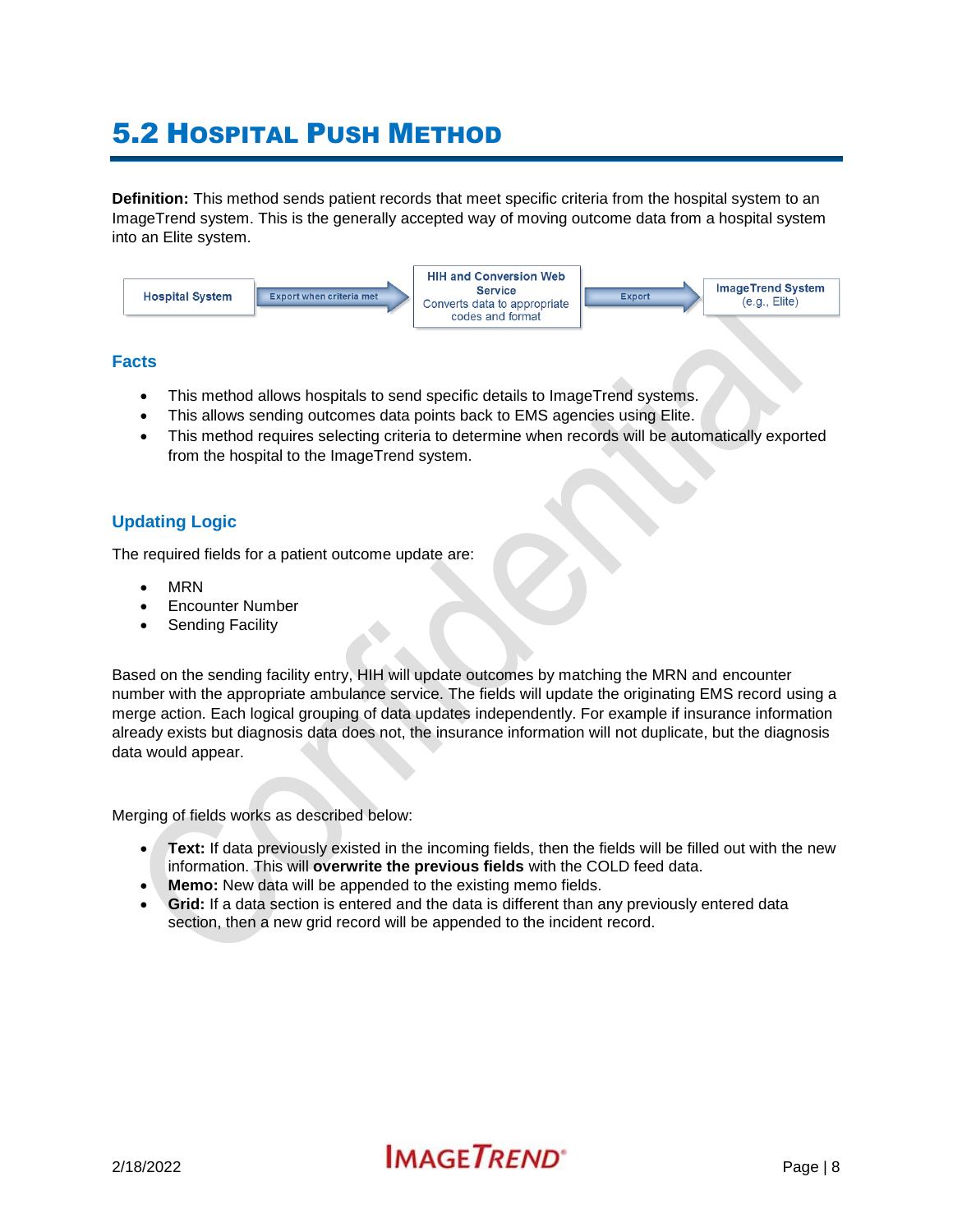# 5.2 Hospital Push Method

**Definition:** This method sends patient records that meet specific criteria from the hospital system to an ImageTrend system. This is the generally accepted way of moving outcome data from a hospital system into an Elite system.

Hospital System → Export when criteria met → **HIH and Conversion Web Service** Converts data to appropriate codes and format → Export → **ImageTrend System** (e.g., Elite)

### Facts

- This method allows hospitals to send specific details to ImageTrend systems.
- This allows sending outcomes data points back to EMS agencies using Elite.
- This method requires selecting criteria to determine when records will be automatically exported from the hospital to the ImageTrend system.

### Updating Logic

The required fields for a patient outcome update are:

- MRN
- Encounter Number
- Sending Facility

Based on the sending facility entry, HIH will update outcomes by matching the MRN and encounter number with the appropriate ambulance service. The fields will update the originating EMS record using a merge action. Each logical grouping of data updates independently. For example if insurance information already exists but diagnosis data does not, the insurance information will not duplicate, but the diagnosis data would appear.

Merging of fields works as described below:

- **Text:** If data previously existed in the incoming fields, then the fields will be filled out with the new information. This will **overwrite the previous fields** with the COLD feed data.
- **Memo:** New data will be appended to the existing memo fields.
- **Grid:** If a data section is entered and the data is different than any previously entered data section, then a new grid record will be appended to the incident record.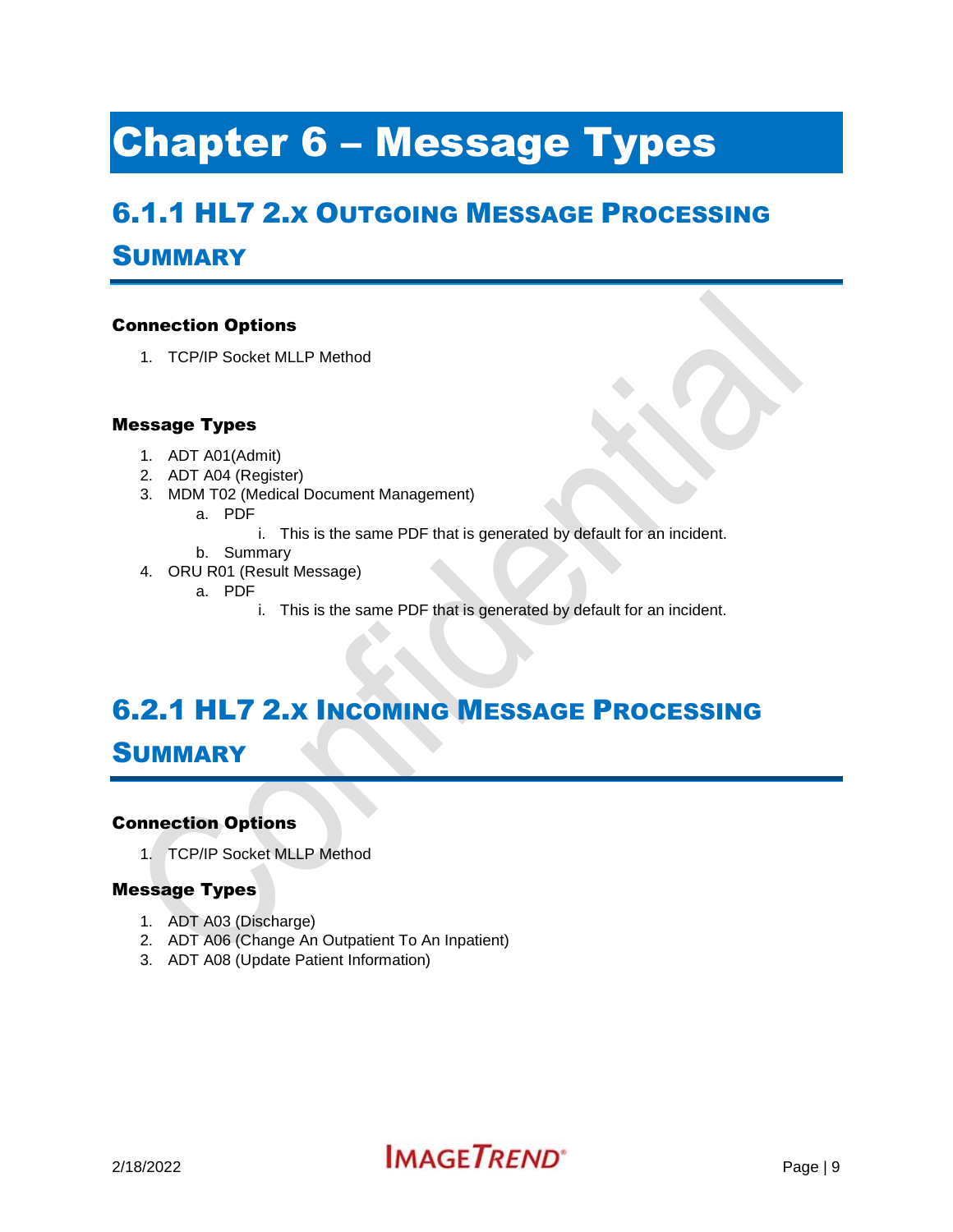# Chapter 6 – Message Types

## 6.1.1 HL7 2.x Outgoing Message Processing Summary

### Connection Options

1. TCP/IP Socket MLLP Method

### Message Types

1. ADT A01(Admit)
2. ADT A04 (Register)
3. MDM T02 (Medical Document Management)
   a. PDF
      i. This is the same PDF that is generated by default for an incident.
   b. Summary
4. ORU R01 (Result Message)
   a. PDF
      i. This is the same PDF that is generated by default for an incident.

## 6.2.1 HL7 2.x Incoming Message Processing Summary

### Connection Options

1. TCP/IP Socket MLLP Method

### Message Types

1. ADT A03 (Discharge)
2. ADT A06 (Change An Outpatient To An Inpatient)
3. ADT A08 (Update Patient Information)